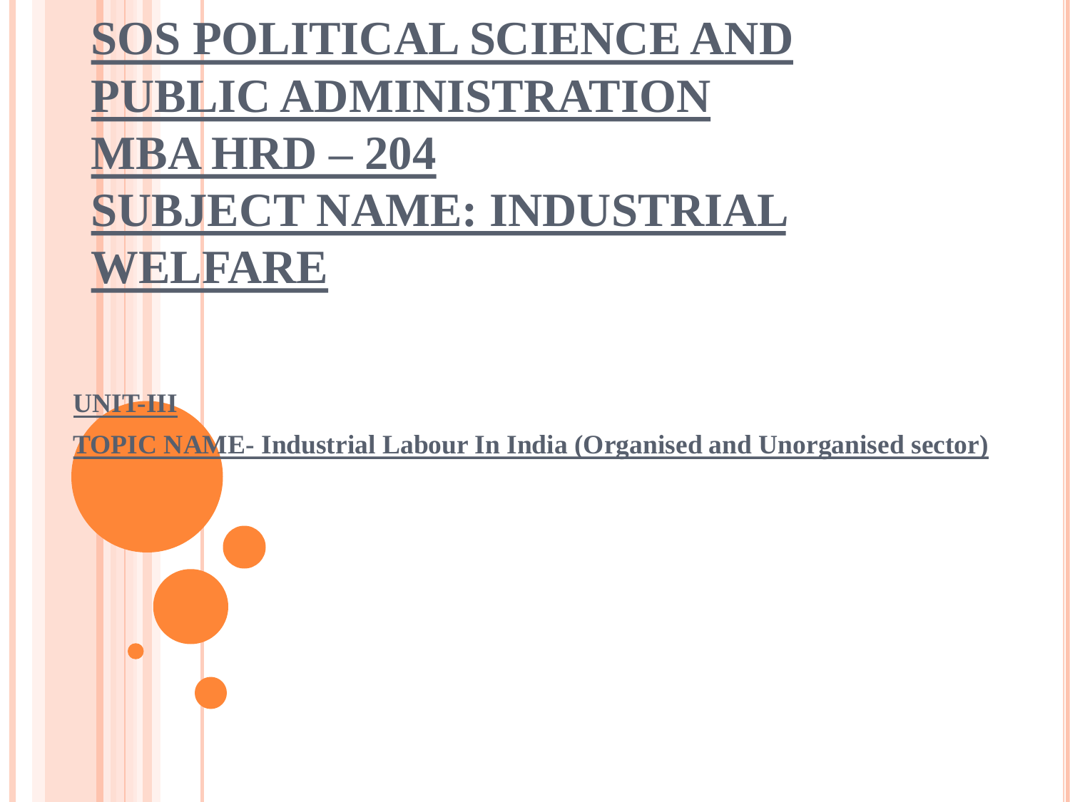# SOS POLITICAL SCIENCE AND PUBLIC ADMINISTRATION
# MBA HRD – 204
# SUBJECT NAME: INDUSTRIAL WELFARE

**UNIT-III**

**TOPIC NAME- Industrial Labour In India (Organised and Unorganised sector)**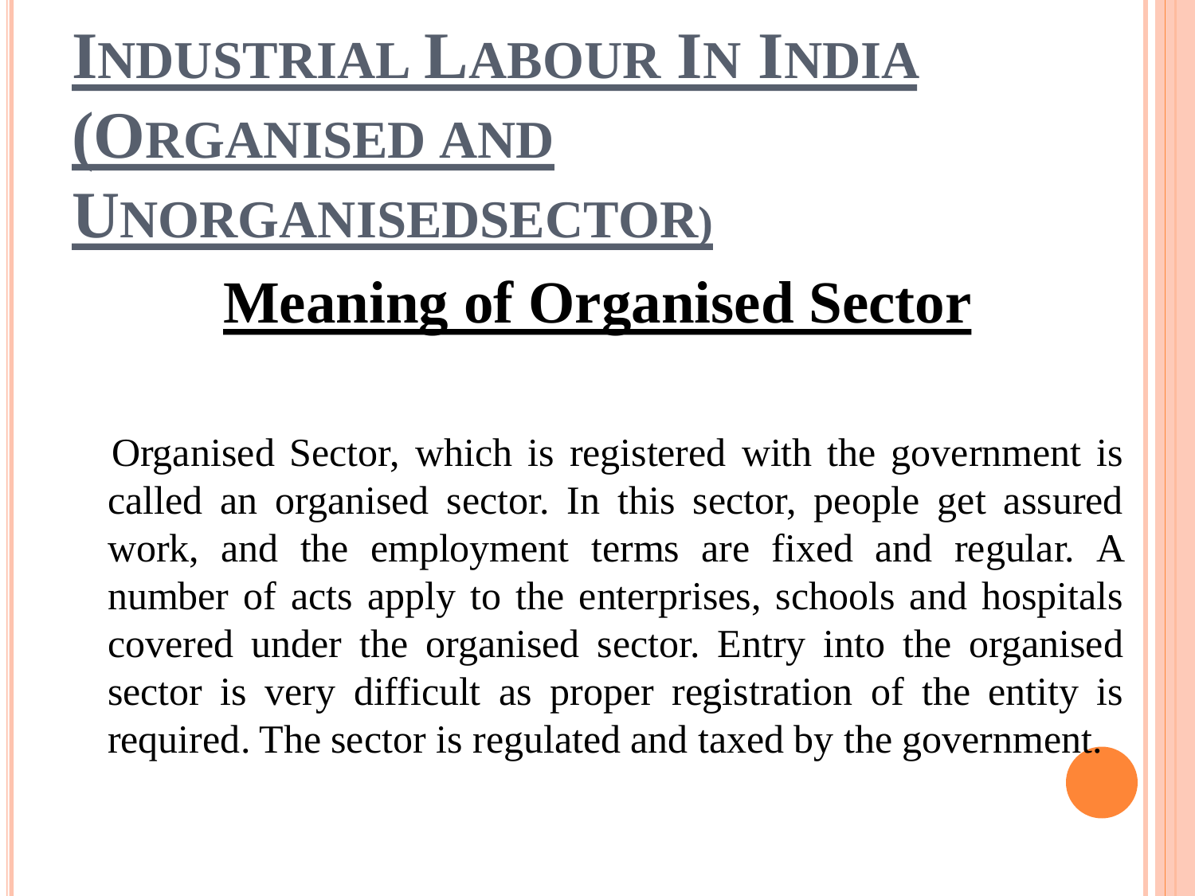# INDUSTRIAL LABOUR IN INDIA (ORGANISED AND UNORGANISEDSECTOR)

## Meaning of Organised Sector

Organised Sector, which is registered with the government is called an organised sector. In this sector, people get assured work, and the employment terms are fixed and regular. A number of acts apply to the enterprises, schools and hospitals covered under the organised sector. Entry into the organised sector is very difficult as proper registration of the entity is required. The sector is regulated and taxed by the government.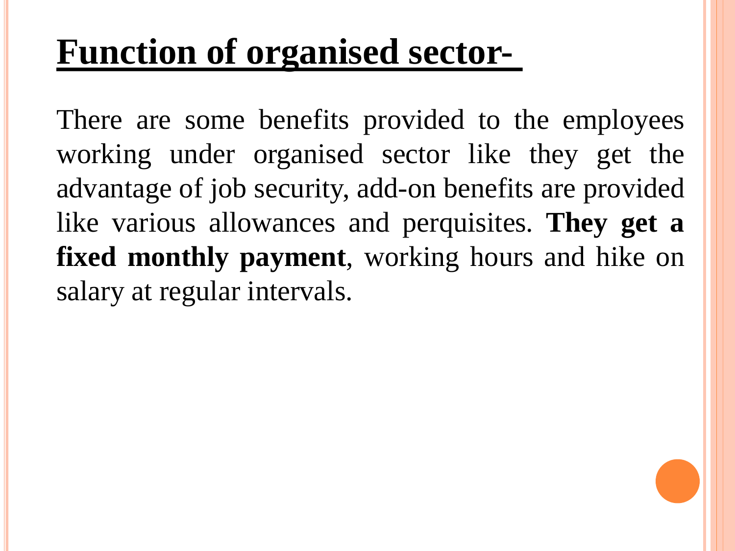# **Function of organised sector-**

There are some benefits provided to the employees working under organised sector like they get the advantage of job security, add-on benefits are provided like various allowances and perquisites. **They get a fixed monthly payment**, working hours and hike on salary at regular intervals.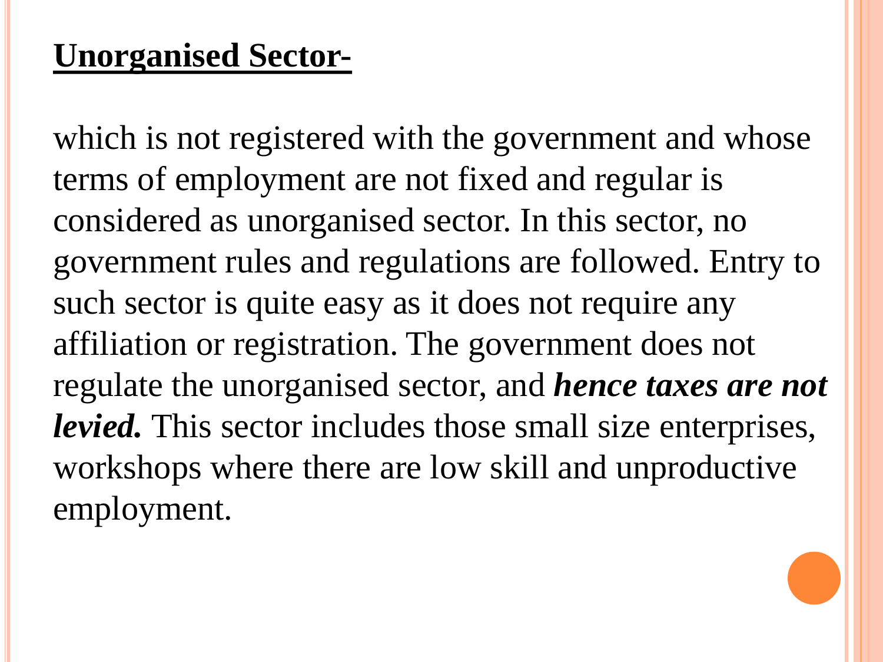**Unorganised Sector-**

which is not registered with the government and whose terms of employment are not fixed and regular is considered as unorganised sector. In this sector, no government rules and regulations are followed. Entry to such sector is quite easy as it does not require any affiliation or registration. The government does not regulate the unorganised sector, and ***hence taxes are not levied.*** This sector includes those small size enterprises, workshops where there are low skill and unproductive employment.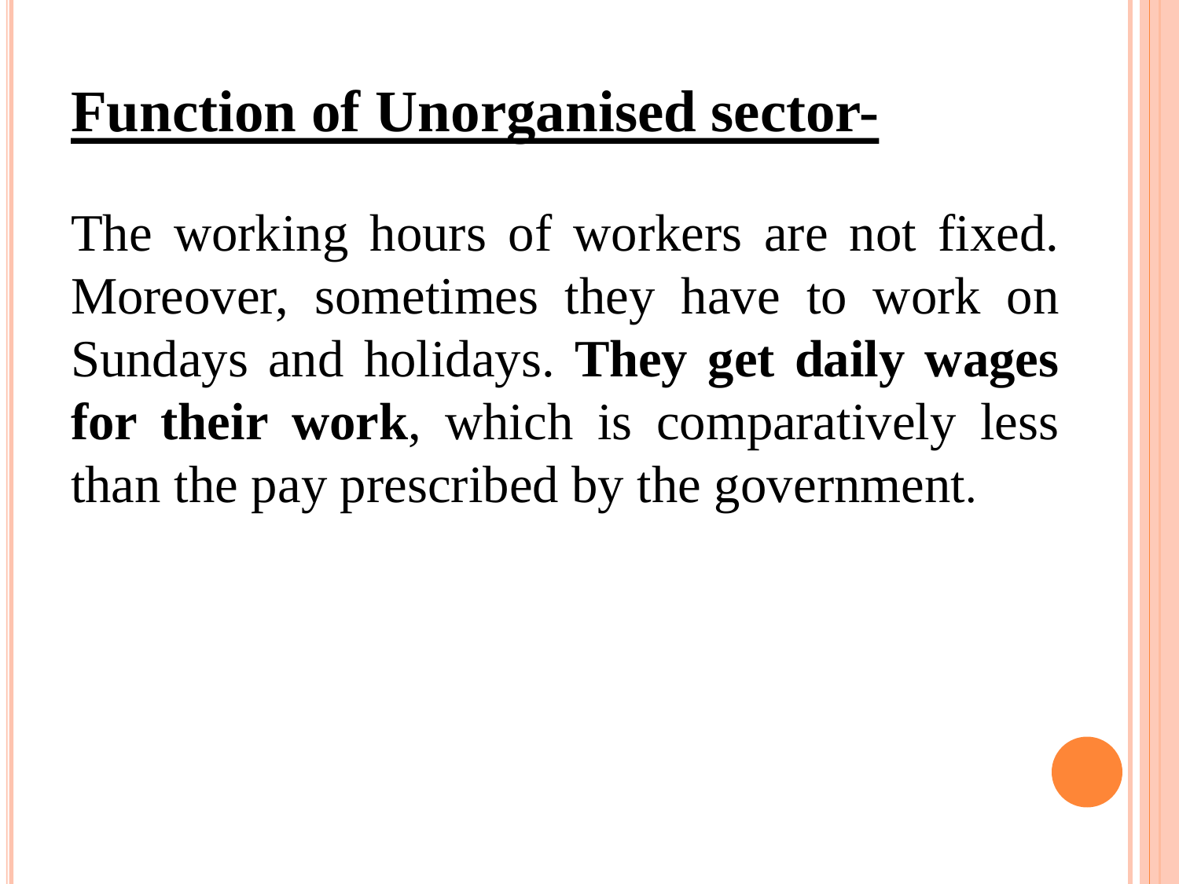# Function of Unorganised sector-

The working hours of workers are not fixed. Moreover, sometimes they have to work on Sundays and holidays. **They get daily wages for their work**, which is comparatively less than the pay prescribed by the government.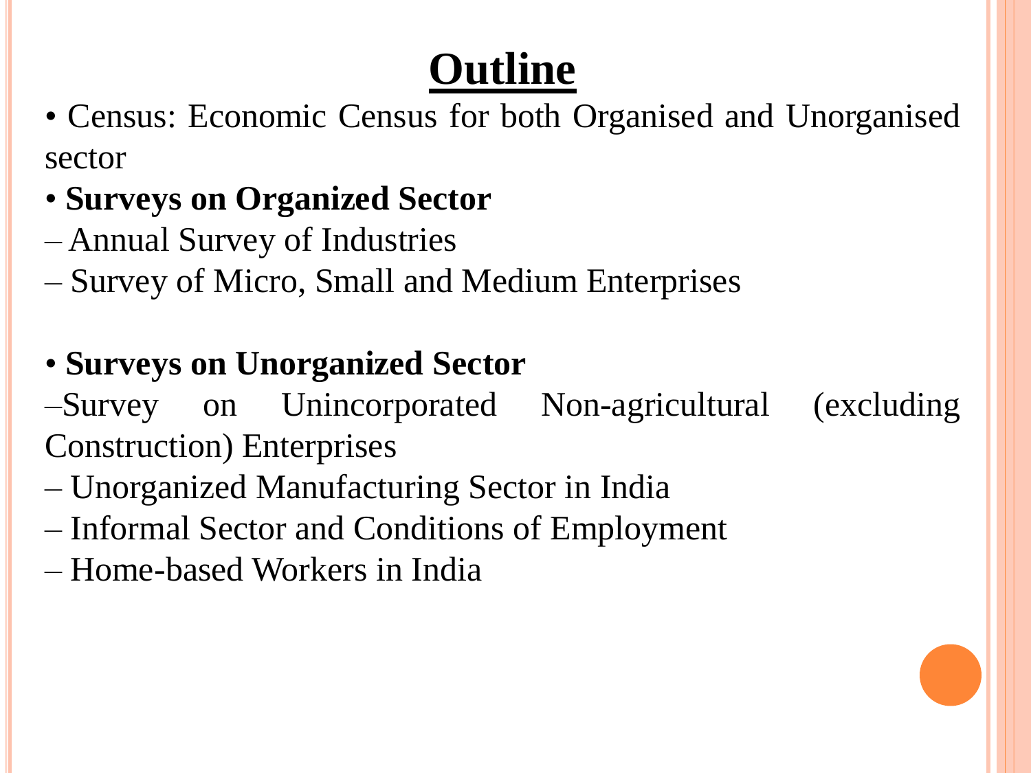# Outline

- Census: Economic Census for both Organised and Unorganised sector
- **Surveys on Organized Sector**
  - Annual Survey of Industries
  - Survey of Micro, Small and Medium Enterprises

- **Surveys on Unorganized Sector**
  - Survey on Unincorporated Non-agricultural (excluding Construction) Enterprises
  - Unorganized Manufacturing Sector in India
  - Informal Sector and Conditions of Employment
  - Home-based Workers in India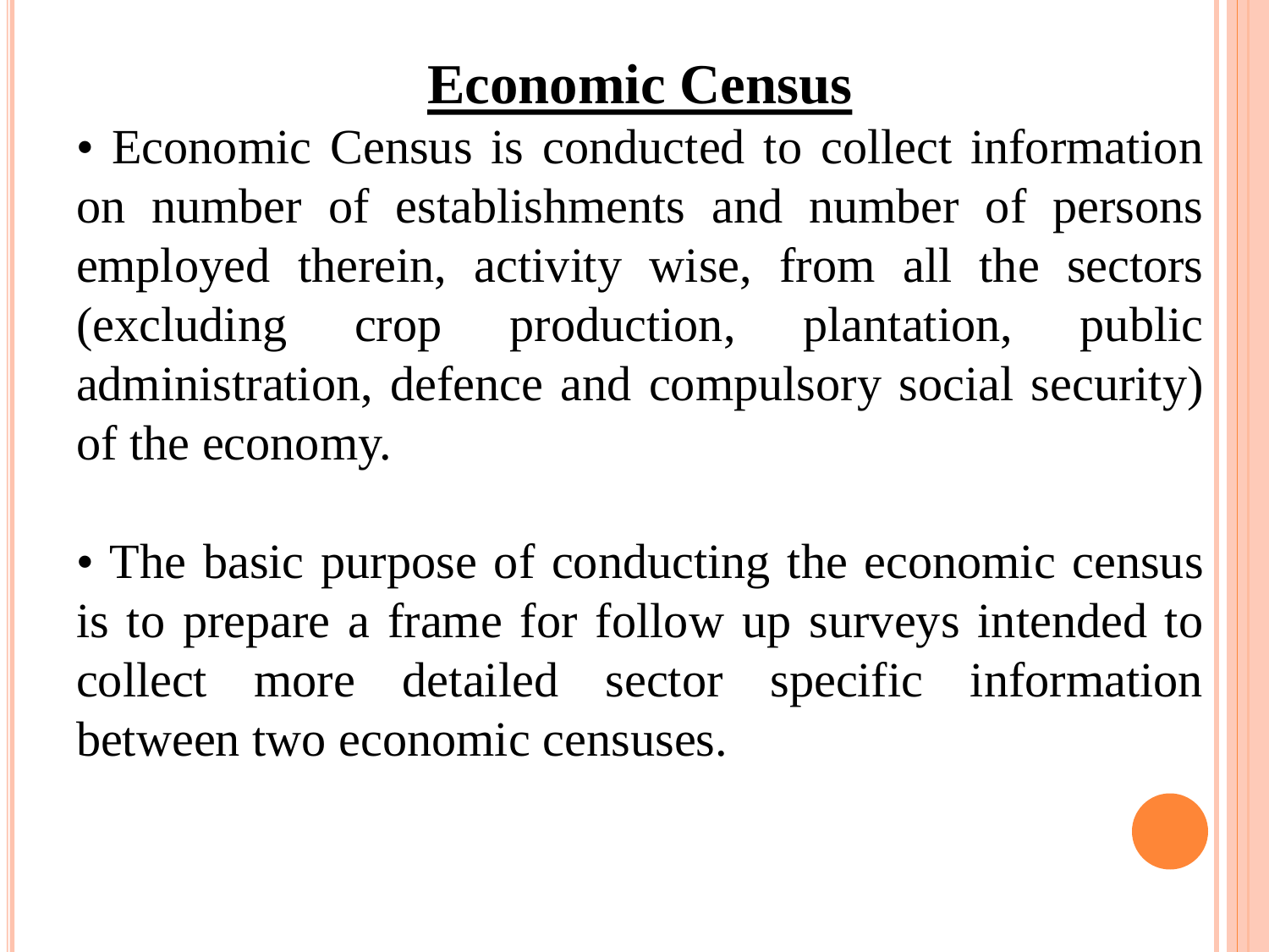# Economic Census

- Economic Census is conducted to collect information on number of establishments and number of persons employed therein, activity wise, from all the sectors (excluding crop production, plantation, public administration, defence and compulsory social security) of the economy.

- The basic purpose of conducting the economic census is to prepare a frame for follow up surveys intended to collect more detailed sector specific information between two economic censuses.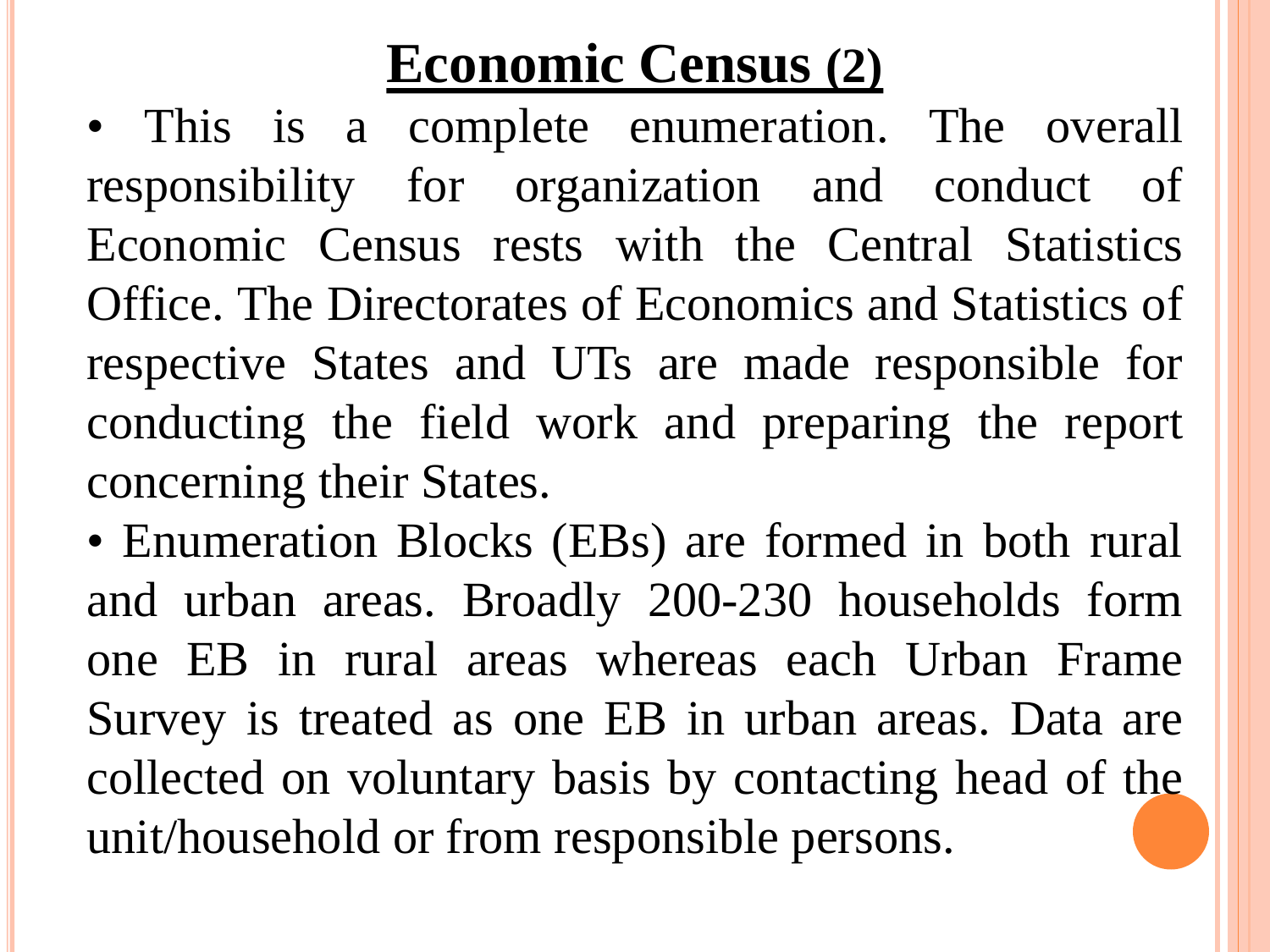# Economic Census (2)

- This is a complete enumeration. The overall responsibility for organization and conduct of Economic Census rests with the Central Statistics Office. The Directorates of Economics and Statistics of respective States and UTs are made responsible for conducting the field work and preparing the report concerning their States.
- Enumeration Blocks (EBs) are formed in both rural and urban areas. Broadly 200-230 households form one EB in rural areas whereas each Urban Frame Survey is treated as one EB in urban areas. Data are collected on voluntary basis by contacting head of the unit/household or from responsible persons.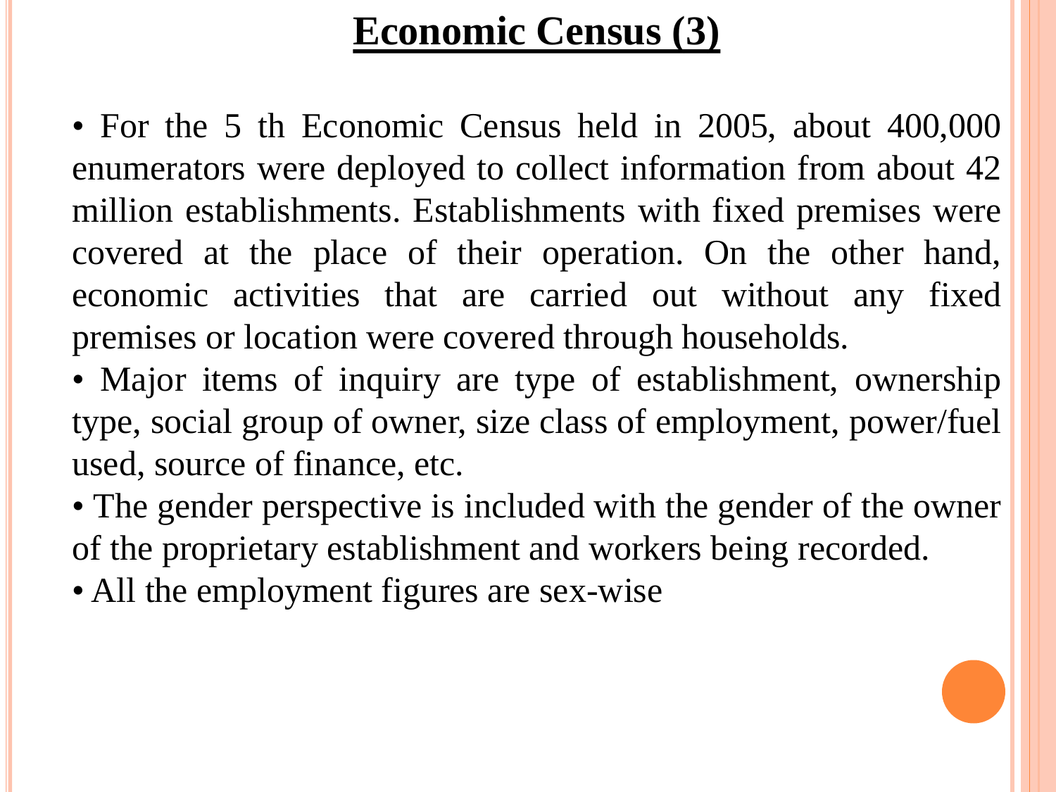# Economic Census (3)

- For the 5 th Economic Census held in 2005, about 400,000 enumerators were deployed to collect information from about 42 million establishments. Establishments with fixed premises were covered at the place of their operation. On the other hand, economic activities that are carried out without any fixed premises or location were covered through households.
- Major items of inquiry are type of establishment, ownership type, social group of owner, size class of employment, power/fuel used, source of finance, etc.
- The gender perspective is included with the gender of the owner of the proprietary establishment and workers being recorded.
- All the employment figures are sex-wise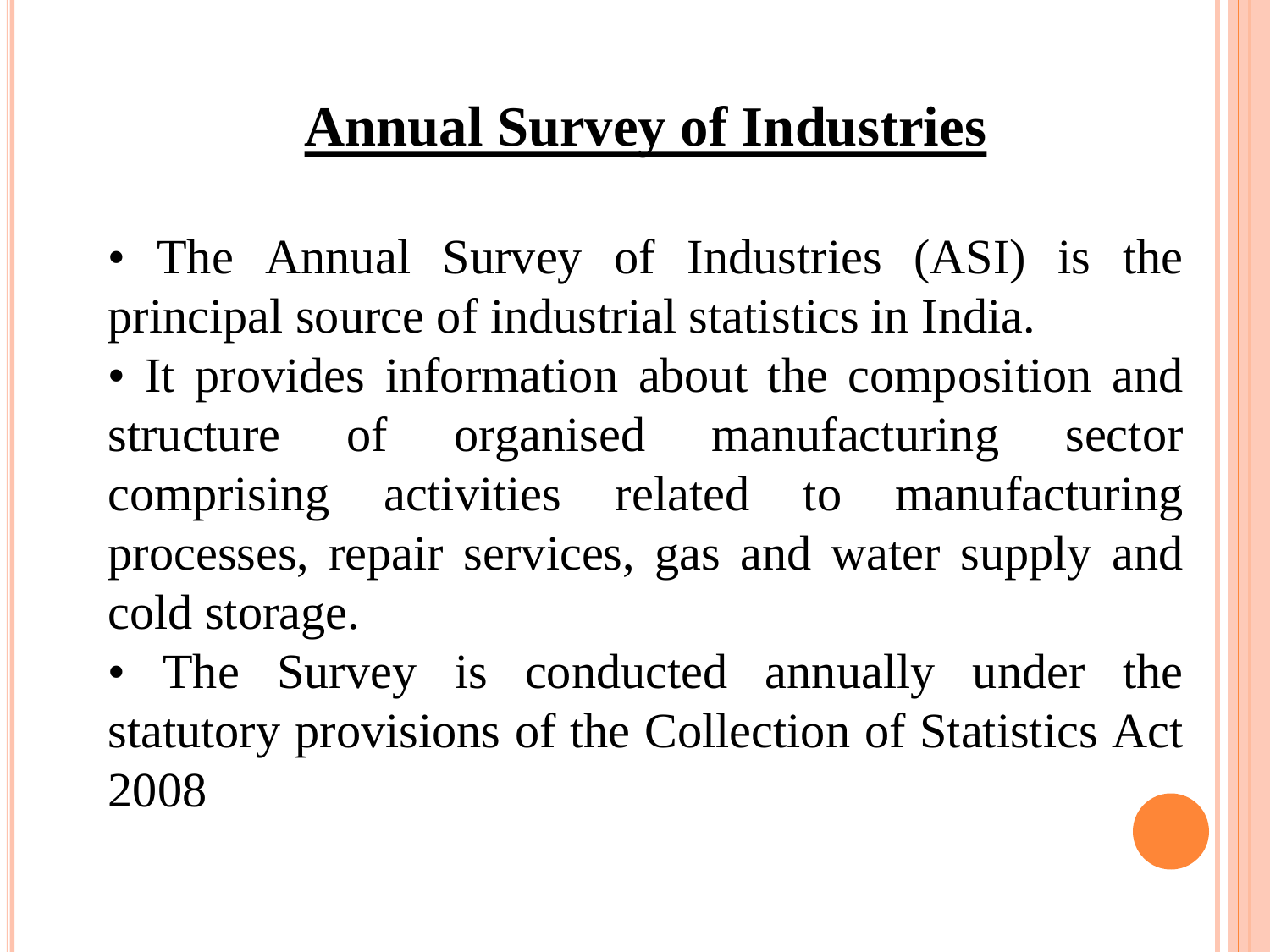# Annual Survey of Industries

- The Annual Survey of Industries (ASI) is the principal source of industrial statistics in India.
- It provides information about the composition and structure of organised manufacturing sector comprising activities related to manufacturing processes, repair services, gas and water supply and cold storage.
- The Survey is conducted annually under the statutory provisions of the Collection of Statistics Act 2008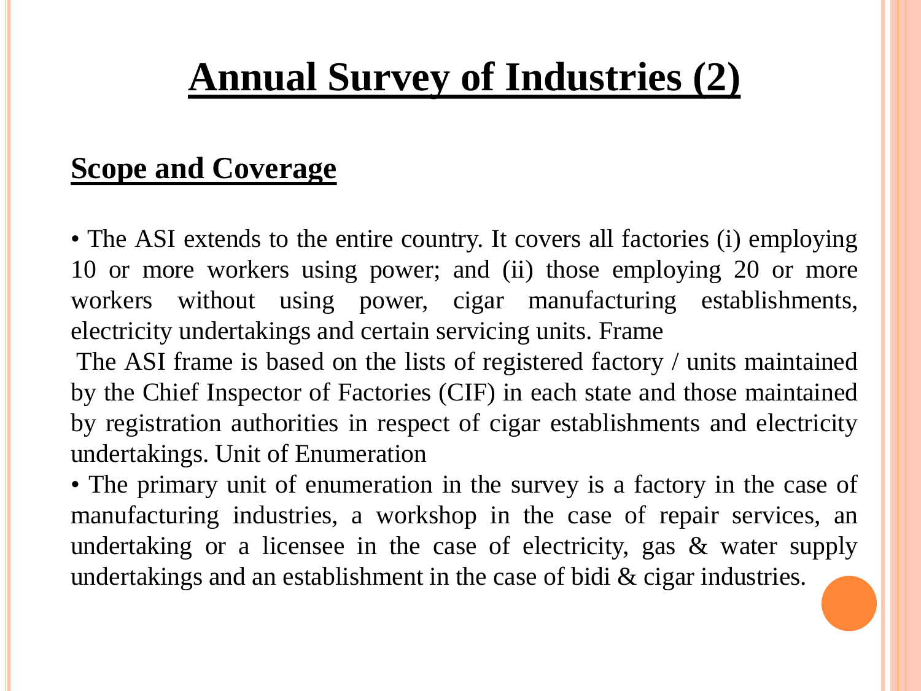# Annual Survey of Industries (2)

## Scope and Coverage

- The ASI extends to the entire country. It covers all factories (i) employing 10 or more workers using power; and (ii) those employing 20 or more workers without using power, cigar manufacturing establishments, electricity undertakings and certain servicing units. Frame

The ASI frame is based on the lists of registered factory / units maintained by the Chief Inspector of Factories (CIF) in each state and those maintained by registration authorities in respect of cigar establishments and electricity undertakings. Unit of Enumeration

- The primary unit of enumeration in the survey is a factory in the case of manufacturing industries, a workshop in the case of repair services, an undertaking or a licensee in the case of electricity, gas & water supply undertakings and an establishment in the case of bidi & cigar industries.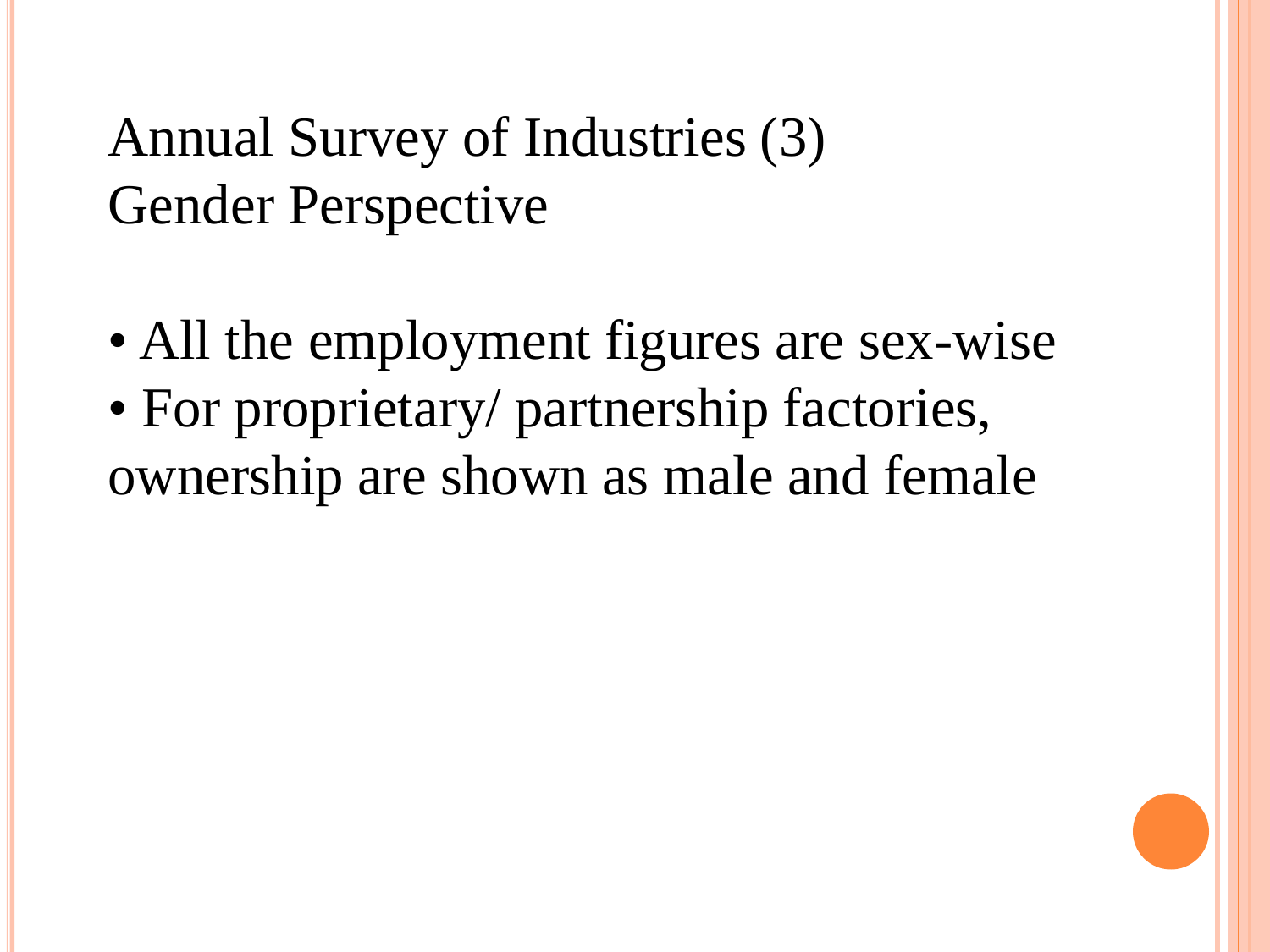# Annual Survey of Industries (3)
## Gender Perspective

- All the employment figures are sex-wise
- For proprietary/ partnership factories, ownership are shown as male and female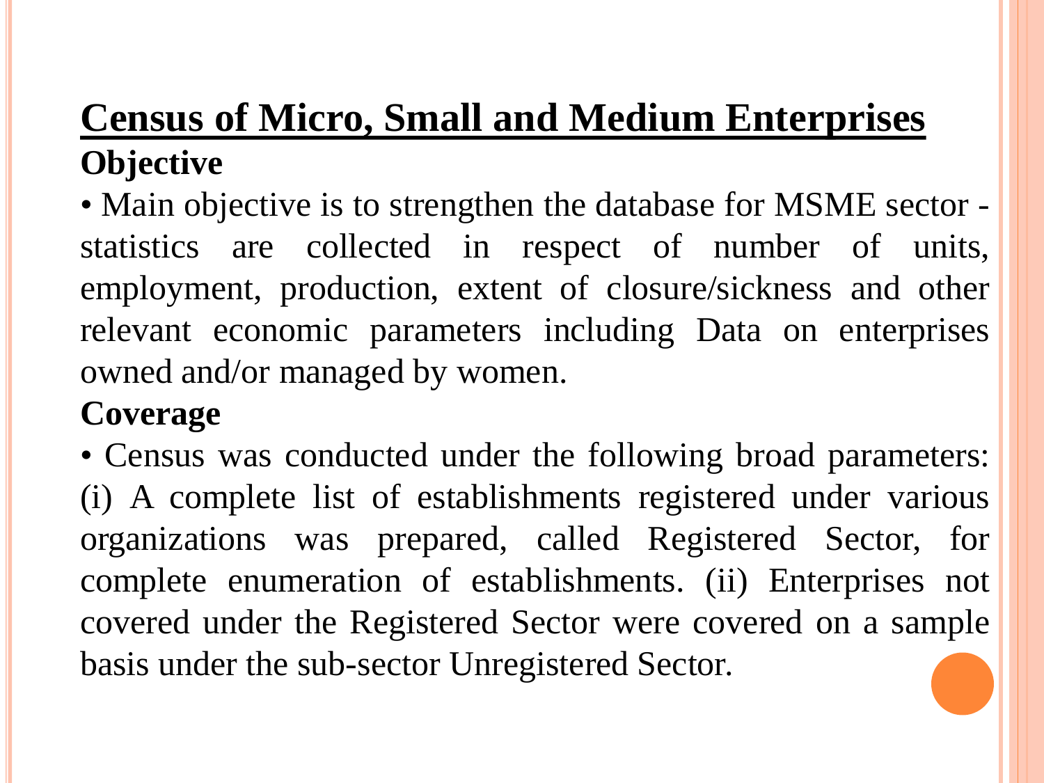## Census of Micro, Small and Medium Enterprises

**Objective**

- Main objective is to strengthen the database for MSME sector - statistics are collected in respect of number of units, employment, production, extent of closure/sickness and other relevant economic parameters including Data on enterprises owned and/or managed by women.

**Coverage**

- Census was conducted under the following broad parameters: (i) A complete list of establishments registered under various organizations was prepared, called Registered Sector, for complete enumeration of establishments. (ii) Enterprises not covered under the Registered Sector were covered on a sample basis under the sub-sector Unregistered Sector.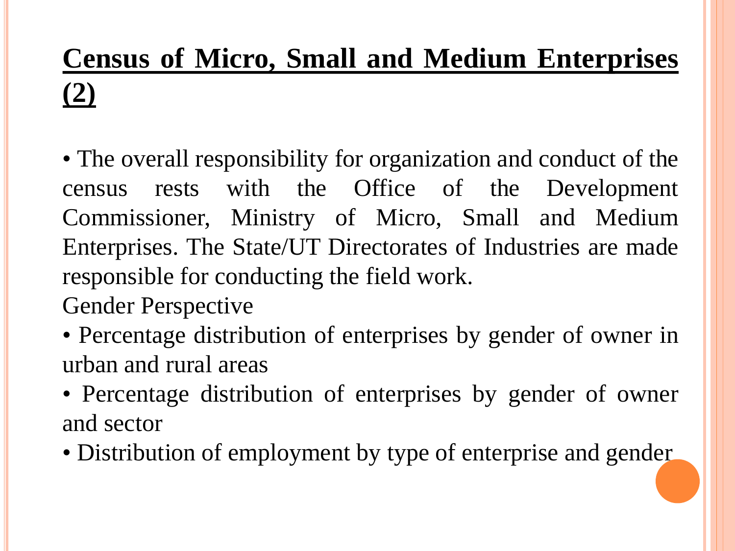# Census of Micro, Small and Medium Enterprises (2)

- The overall responsibility for organization and conduct of the census rests with the Office of the Development Commissioner, Ministry of Micro, Small and Medium Enterprises. The State/UT Directorates of Industries are made responsible for conducting the field work.

Gender Perspective

- Percentage distribution of enterprises by gender of owner in urban and rural areas
- Percentage distribution of enterprises by gender of owner and sector
- Distribution of employment by type of enterprise and gender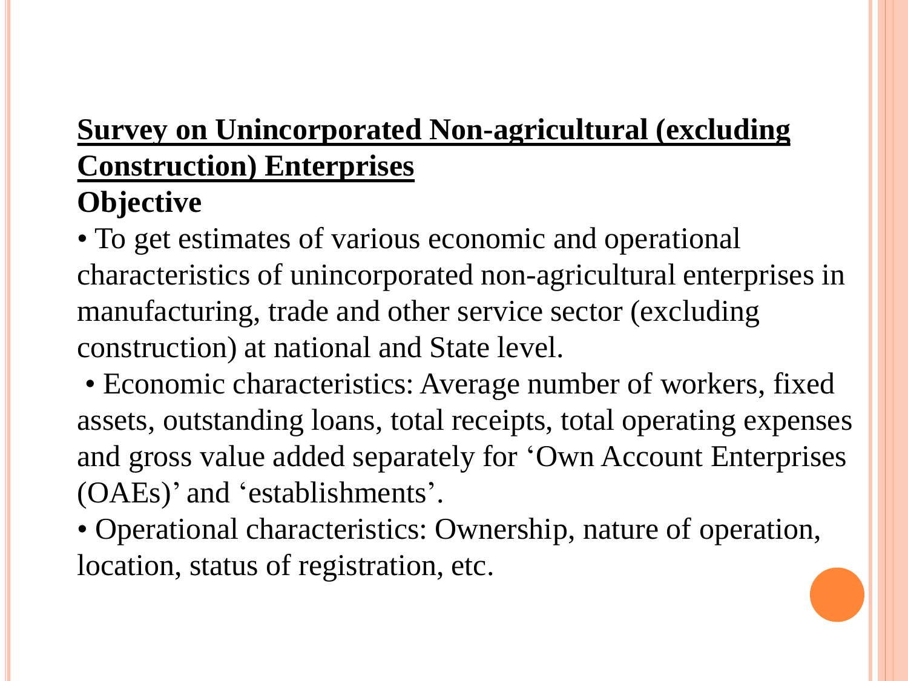## Survey on Unincorporated Non-agricultural (excluding Construction) Enterprises

**Objective**

- To get estimates of various economic and operational characteristics of unincorporated non-agricultural enterprises in manufacturing, trade and other service sector (excluding construction) at national and State level.
- Economic characteristics: Average number of workers, fixed assets, outstanding loans, total receipts, total operating expenses and gross value added separately for 'Own Account Enterprises (OAEs)' and 'establishments'.
- Operational characteristics: Ownership, nature of operation, location, status of registration, etc.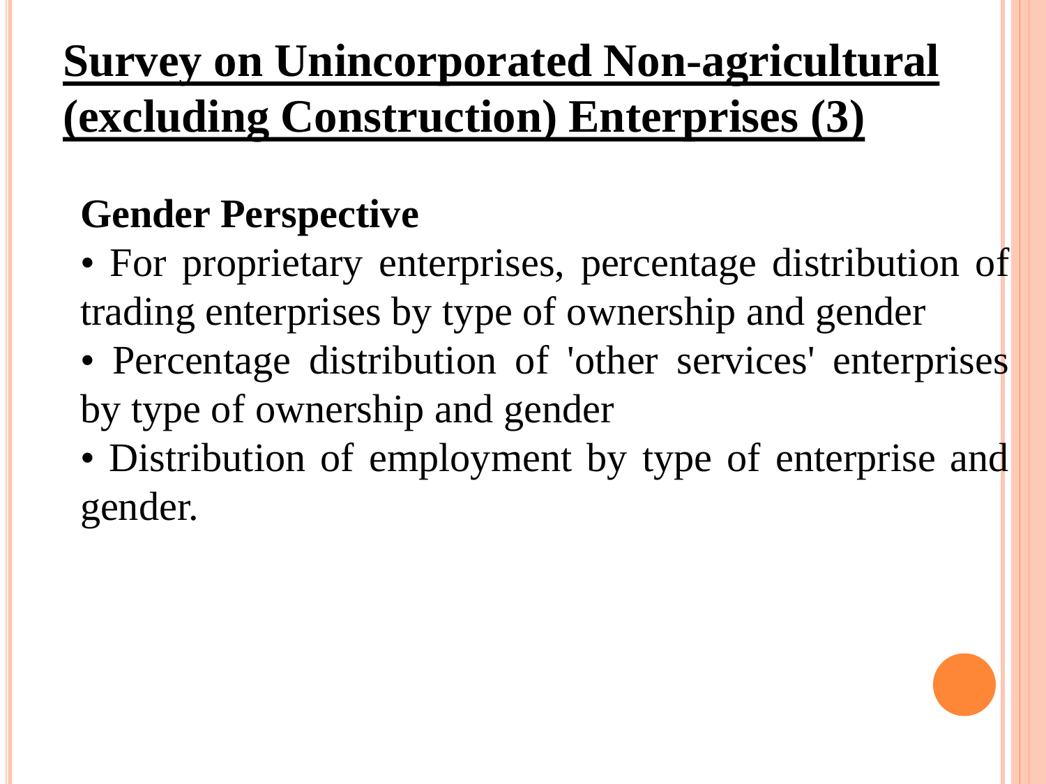# Survey on Unincorporated Non-agricultural (excluding Construction) Enterprises (3)

**Gender Perspective**

- For proprietary enterprises, percentage distribution of trading enterprises by type of ownership and gender
- Percentage distribution of 'other services' enterprises by type of ownership and gender
- Distribution of employment by type of enterprise and gender.